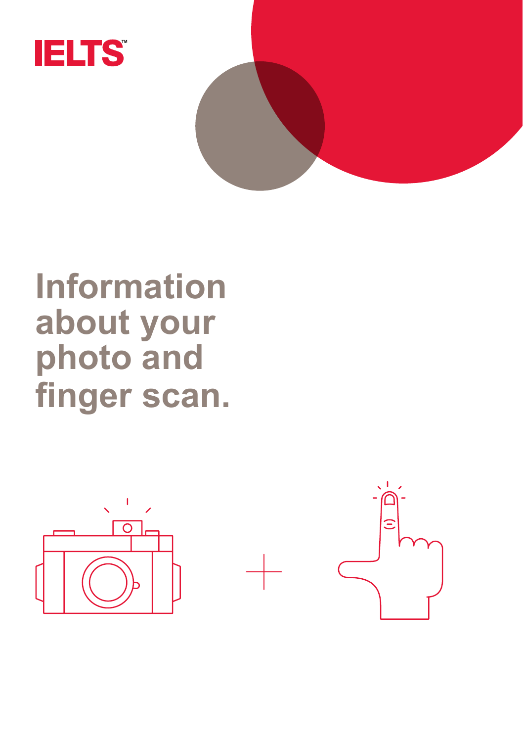IELTS™

# Information about your photo and finger scan.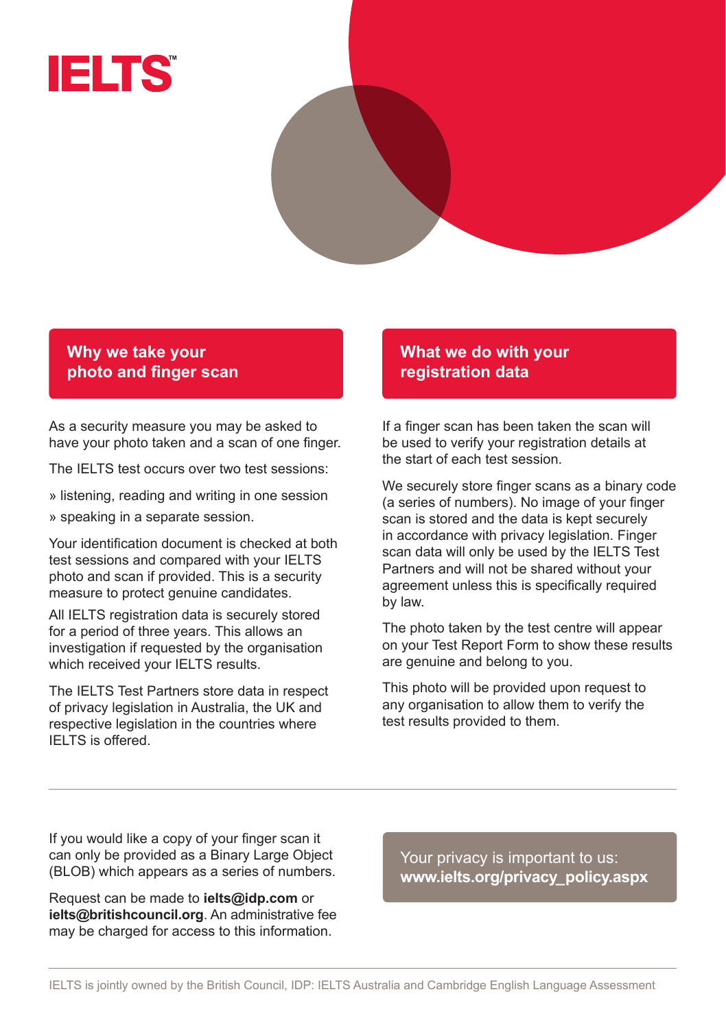# IELTS

## Why we take your photo and finger scan

As a security measure you may be asked to have your photo taken and a scan of one finger.

The IELTS test occurs over two test sessions:

» listening, reading and writing in one session

» speaking in a separate session.

Your identification document is checked at both test sessions and compared with your IELTS photo and scan if provided. This is a security measure to protect genuine candidates.

All IELTS registration data is securely stored for a period of three years. This allows an investigation if requested by the organisation which received your IELTS results.

The IELTS Test Partners store data in respect of privacy legislation in Australia, the UK and respective legislation in the countries where IELTS is offered.

## What we do with your registration data

If a finger scan has been taken the scan will be used to verify your registration details at the start of each test session.

We securely store finger scans as a binary code (a series of numbers). No image of your finger scan is stored and the data is kept securely in accordance with privacy legislation. Finger scan data will only be used by the IELTS Test Partners and will not be shared without your agreement unless this is specifically required by law.

The photo taken by the test centre will appear on your Test Report Form to show these results are genuine and belong to you.

This photo will be provided upon request to any organisation to allow them to verify the test results provided to them.

---

If you would like a copy of your finger scan it can only be provided as a Binary Large Object (BLOB) which appears as a series of numbers.

Request can be made to **ielts@idp.com** or **ielts@britishcouncil.org**. An administrative fee may be charged for access to this information.

Your privacy is important to us:
**www.ielts.org/privacy_policy.aspx**

IELTS is jointly owned by the British Council, IDP: IELTS Australia and Cambridge English Language Assessment